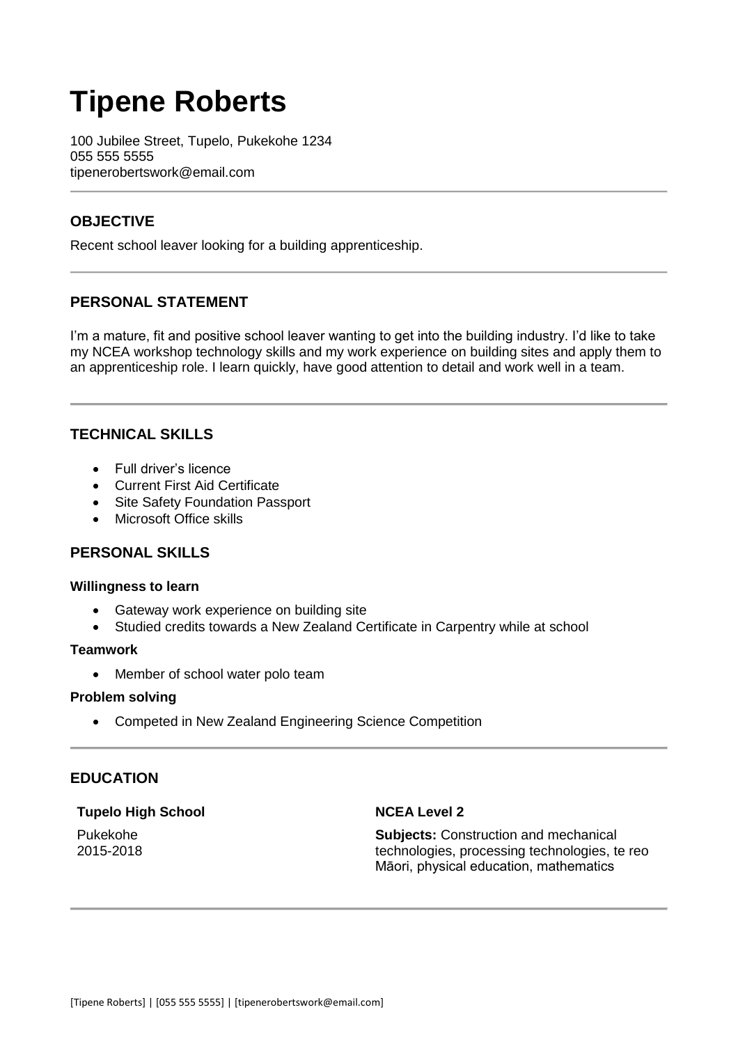# Tipene Roberts

100 Jubilee Street, Tupelo, Pukekohe 1234
055 555 5555
tipenerobertswork@email.com

## OBJECTIVE

Recent school leaver looking for a building apprenticeship.

## PERSONAL STATEMENT

I'm a mature, fit and positive school leaver wanting to get into the building industry. I'd like to take my NCEA workshop technology skills and my work experience on building sites and apply them to an apprenticeship role. I learn quickly, have good attention to detail and work well in a team.

## TECHNICAL SKILLS

- Full driver's licence
- Current First Aid Certificate
- Site Safety Foundation Passport
- Microsoft Office skills

## PERSONAL SKILLS

**Willingness to learn**

- Gateway work experience on building site
- Studied credits towards a New Zealand Certificate in Carpentry while at school

**Teamwork**

- Member of school water polo team

**Problem solving**

- Competed in New Zealand Engineering Science Competition

## EDUCATION

**Tupelo High School**

Pukekohe
2015-2018

**NCEA Level 2**

**Subjects:** Construction and mechanical technologies, processing technologies, te reo Māori, physical education, mathematics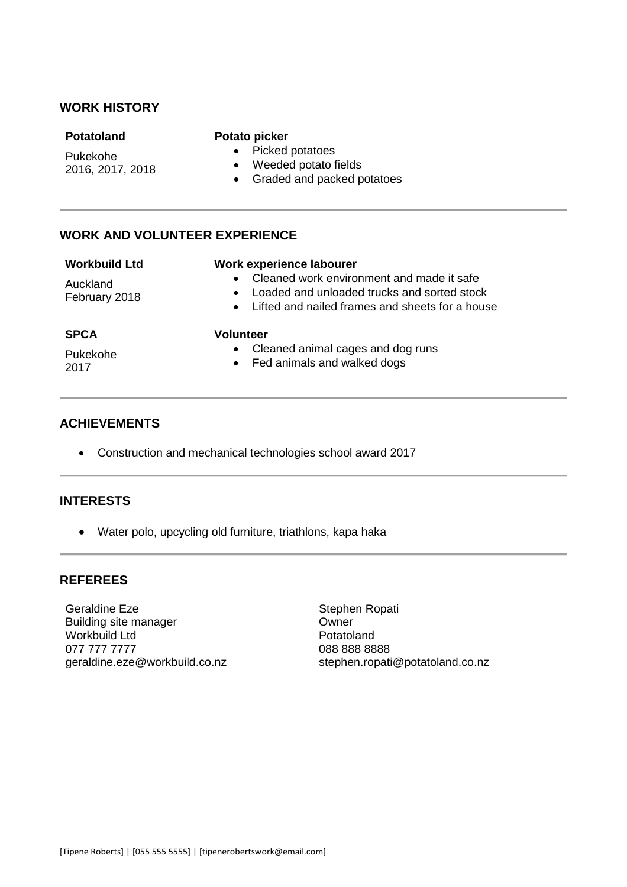## WORK HISTORY

**Potatoland**
Pukekohe
2016, 2017, 2018

**Potato picker**

- Picked potatoes
- Weeded potato fields
- Graded and packed potatoes

---

## WORK AND VOLUNTEER EXPERIENCE

**Workbuild Ltd**
Auckland
February 2018

**Work experience labourer**

- Cleaned work environment and made it safe
- Loaded and unloaded trucks and sorted stock
- Lifted and nailed frames and sheets for a house

**SPCA**
Pukekohe
2017

**Volunteer**

- Cleaned animal cages and dog runs
- Fed animals and walked dogs

---

## ACHIEVEMENTS

- Construction and mechanical technologies school award 2017

---

## INTERESTS

- Water polo, upcycling old furniture, triathlons, kapa haka

---

## REFEREES

Geraldine Eze
Building site manager
Workbuild Ltd
077 777 7777
geraldine.eze@workbuild.co.nz

Stephen Ropati
Owner
Potatoland
088 888 8888
stephen.ropati@potatoland.co.nz